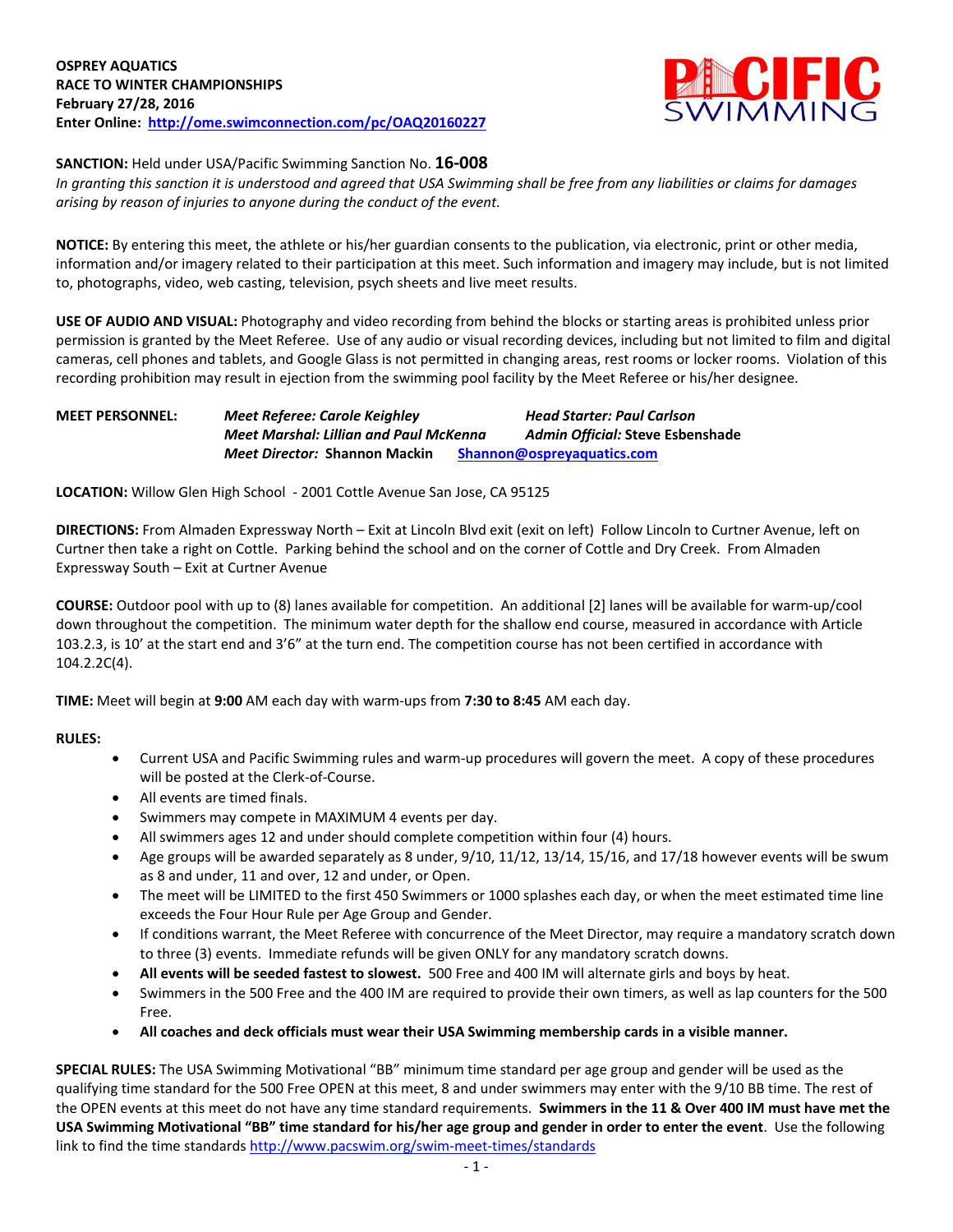**OSPREY AQUATICS**
**RACE TO WINTER CHAMPIONSHIPS**
**February 27/28, 2016**
**Enter Online: http://ome.swimconnection.com/pc/OAQ20160227**

PACIFIC SWIMMING

**SANCTION:** Held under USA/Pacific Swimming Sanction No. **16-008**
*In granting this sanction it is understood and agreed that USA Swimming shall be free from any liabilities or claims for damages arising by reason of injuries to anyone during the conduct of the event.*

**NOTICE:** By entering this meet, the athlete or his/her guardian consents to the publication, via electronic, print or other media, information and/or imagery related to their participation at this meet. Such information and imagery may include, but is not limited to, photographs, video, web casting, television, psych sheets and live meet results.

**USE OF AUDIO AND VISUAL:** Photography and video recording from behind the blocks or starting areas is prohibited unless prior permission is granted by the Meet Referee. Use of any audio or visual recording devices, including but not limited to film and digital cameras, cell phones and tablets, and Google Glass is not permitted in changing areas, rest rooms or locker rooms. Violation of this recording prohibition may result in ejection from the swimming pool facility by the Meet Referee or his/her designee.

**MEET PERSONNEL:**
*Meet Referee: Carole Keighley* — *Head Starter: Paul Carlson*
*Meet Marshal: Lillian and Paul McKenna* — *Admin Official:* **Steve Esbenshade**
*Meet Director:* **Shannon Mackin** — Shannon@ospreyaquatics.com

**LOCATION:** Willow Glen High School - 2001 Cottle Avenue San Jose, CA 95125

**DIRECTIONS:** From Almaden Expressway North – Exit at Lincoln Blvd exit (exit on left) Follow Lincoln to Curtner Avenue, left on Curtner then take a right on Cottle. Parking behind the school and on the corner of Cottle and Dry Creek. From Almaden Expressway South – Exit at Curtner Avenue

**COURSE:** Outdoor pool with up to (8) lanes available for competition. An additional [2] lanes will be available for warm-up/cool down throughout the competition. The minimum water depth for the shallow end course, measured in accordance with Article 103.2.3, is 10' at the start end and 3'6" at the turn end. The competition course has not been certified in accordance with 104.2.2C(4).

**TIME:** Meet will begin at **9:00** AM each day with warm-ups from **7:30 to 8:45** AM each day.

**RULES:**

- Current USA and Pacific Swimming rules and warm-up procedures will govern the meet. A copy of these procedures will be posted at the Clerk-of-Course.
- All events are timed finals.
- Swimmers may compete in MAXIMUM 4 events per day.
- All swimmers ages 12 and under should complete competition within four (4) hours.
- Age groups will be awarded separately as 8 under, 9/10, 11/12, 13/14, 15/16, and 17/18 however events will be swum as 8 and under, 11 and over, 12 and under, or Open.
- The meet will be LIMITED to the first 450 Swimmers or 1000 splashes each day, or when the meet estimated time line exceeds the Four Hour Rule per Age Group and Gender.
- If conditions warrant, the Meet Referee with concurrence of the Meet Director, may require a mandatory scratch down to three (3) events. Immediate refunds will be given ONLY for any mandatory scratch downs.
- **All events will be seeded fastest to slowest.** 500 Free and 400 IM will alternate girls and boys by heat.
- Swimmers in the 500 Free and the 400 IM are required to provide their own timers, as well as lap counters for the 500 Free.
- **All coaches and deck officials must wear their USA Swimming membership cards in a visible manner.**

**SPECIAL RULES:** The USA Swimming Motivational "BB" minimum time standard per age group and gender will be used as the qualifying time standard for the 500 Free OPEN at this meet, 8 and under swimmers may enter with the 9/10 BB time. The rest of the OPEN events at this meet do not have any time standard requirements. **Swimmers in the 11 & Over 400 IM must have met the USA Swimming Motivational "BB" time standard for his/her age group and gender in order to enter the event**. Use the following link to find the time standards http://www.pacswim.org/swim-meet-times/standards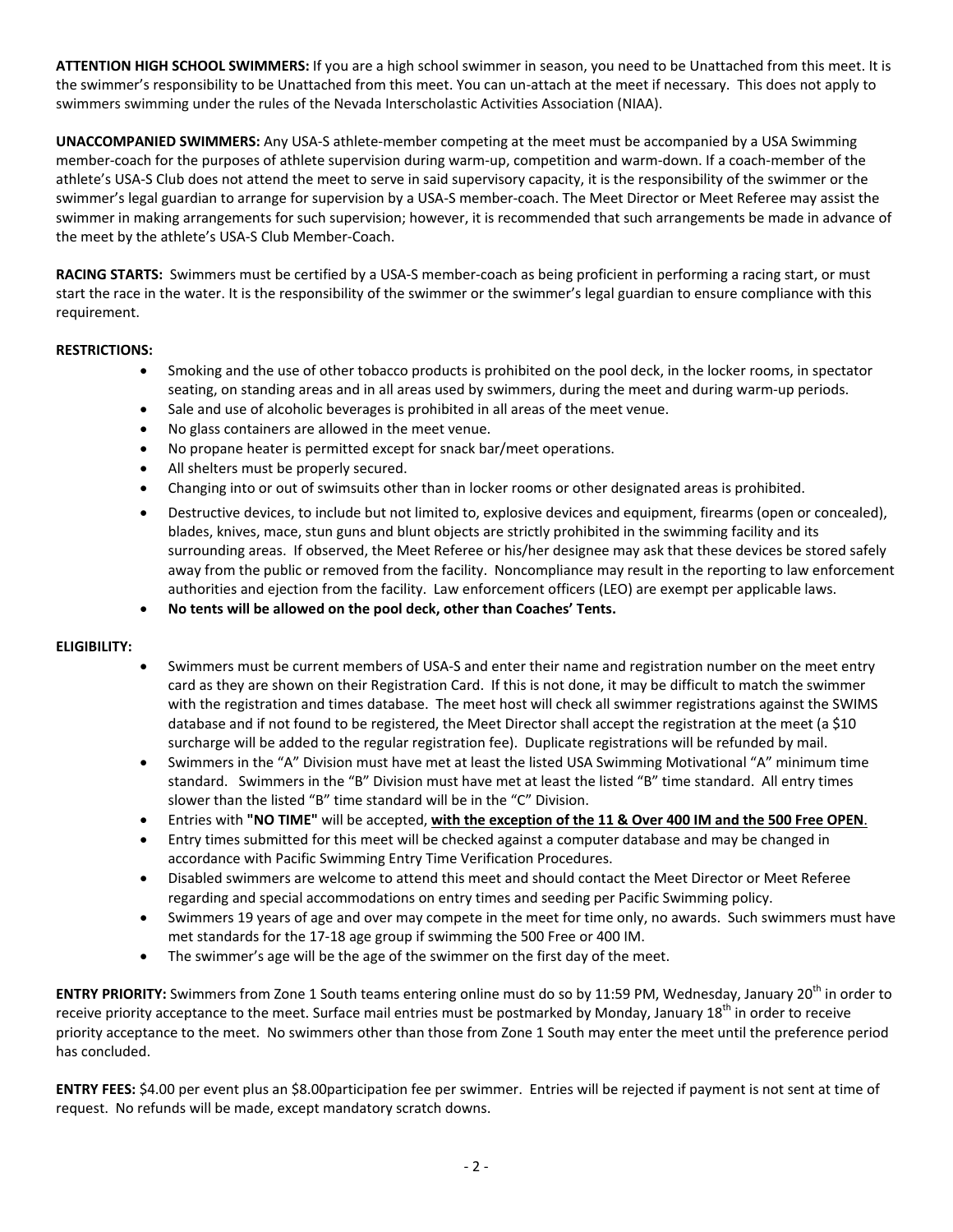**ATTENTION HIGH SCHOOL SWIMMERS:** If you are a high school swimmer in season, you need to be Unattached from this meet. It is the swimmer's responsibility to be Unattached from this meet. You can un-attach at the meet if necessary. This does not apply to swimmers swimming under the rules of the Nevada Interscholastic Activities Association (NIAA).

**UNACCOMPANIED SWIMMERS:** Any USA-S athlete-member competing at the meet must be accompanied by a USA Swimming member-coach for the purposes of athlete supervision during warm-up, competition and warm-down. If a coach-member of the athlete's USA-S Club does not attend the meet to serve in said supervisory capacity, it is the responsibility of the swimmer or the swimmer's legal guardian to arrange for supervision by a USA-S member-coach. The Meet Director or Meet Referee may assist the swimmer in making arrangements for such supervision; however, it is recommended that such arrangements be made in advance of the meet by the athlete's USA-S Club Member-Coach.

**RACING STARTS:** Swimmers must be certified by a USA-S member-coach as being proficient in performing a racing start, or must start the race in the water. It is the responsibility of the swimmer or the swimmer's legal guardian to ensure compliance with this requirement.

**RESTRICTIONS:**

- Smoking and the use of other tobacco products is prohibited on the pool deck, in the locker rooms, in spectator seating, on standing areas and in all areas used by swimmers, during the meet and during warm-up periods.
- Sale and use of alcoholic beverages is prohibited in all areas of the meet venue.
- No glass containers are allowed in the meet venue.
- No propane heater is permitted except for snack bar/meet operations.
- All shelters must be properly secured.
- Changing into or out of swimsuits other than in locker rooms or other designated areas is prohibited.
- Destructive devices, to include but not limited to, explosive devices and equipment, firearms (open or concealed), blades, knives, mace, stun guns and blunt objects are strictly prohibited in the swimming facility and its surrounding areas. If observed, the Meet Referee or his/her designee may ask that these devices be stored safely away from the public or removed from the facility. Noncompliance may result in the reporting to law enforcement authorities and ejection from the facility. Law enforcement officers (LEO) are exempt per applicable laws.
- **No tents will be allowed on the pool deck, other than Coaches' Tents.**

**ELIGIBILITY:**

- Swimmers must be current members of USA-S and enter their name and registration number on the meet entry card as they are shown on their Registration Card. If this is not done, it may be difficult to match the swimmer with the registration and times database. The meet host will check all swimmer registrations against the SWIMS database and if not found to be registered, the Meet Director shall accept the registration at the meet (a $10 surcharge will be added to the regular registration fee). Duplicate registrations will be refunded by mail.
- Swimmers in the "A" Division must have met at least the listed USA Swimming Motivational "A" minimum time standard. Swimmers in the "B" Division must have met at least the listed "B" time standard. All entry times slower than the listed "B" time standard will be in the "C" Division.
- Entries with **"NO TIME"** will be accepted, **<u>with the exception of the 11 & Over 400 IM and the 500 Free OPEN</u>**.
- Entry times submitted for this meet will be checked against a computer database and may be changed in accordance with Pacific Swimming Entry Time Verification Procedures.
- Disabled swimmers are welcome to attend this meet and should contact the Meet Director or Meet Referee regarding and special accommodations on entry times and seeding per Pacific Swimming policy.
- Swimmers 19 years of age and over may compete in the meet for time only, no awards. Such swimmers must have met standards for the 17-18 age group if swimming the 500 Free or 400 IM.
- The swimmer's age will be the age of the swimmer on the first day of the meet.

**ENTRY PRIORITY:** Swimmers from Zone 1 South teams entering online must do so by 11:59 PM, Wednesday, January 20th in order to receive priority acceptance to the meet. Surface mail entries must be postmarked by Monday, January 18th in order to receive priority acceptance to the meet. No swimmers other than those from Zone 1 South may enter the meet until the preference period has concluded.

**ENTRY FEES:** $4.00 per event plus an $8.00participation fee per swimmer. Entries will be rejected if payment is not sent at time of request. No refunds will be made, except mandatory scratch downs.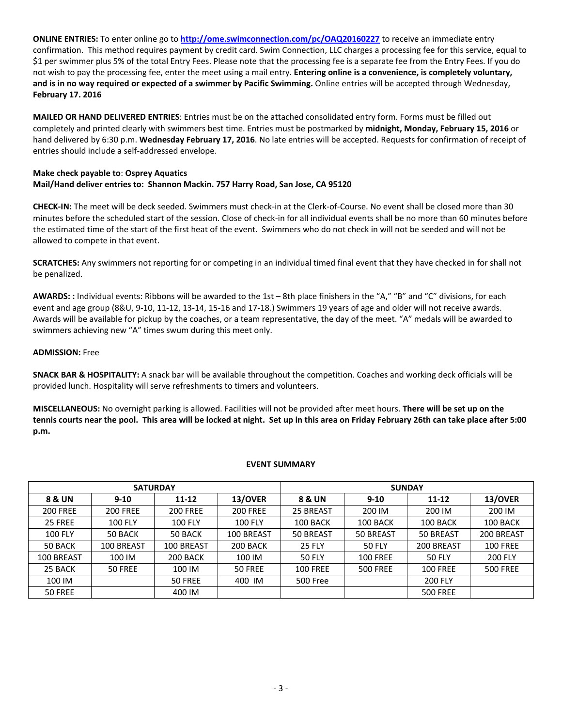**ONLINE ENTRIES:** To enter online go to **http://ome.swimconnection.com/pc/OAQ20160227** to receive an immediate entry confirmation. This method requires payment by credit card. Swim Connection, LLC charges a processing fee for this service, equal to $1 per swimmer plus 5% of the total Entry Fees. Please note that the processing fee is a separate fee from the Entry Fees. If you do not wish to pay the processing fee, enter the meet using a mail entry. **Entering online is a convenience, is completely voluntary, and is in no way required or expected of a swimmer by Pacific Swimming.** Online entries will be accepted through Wednesday, **February 17. 2016**

**MAILED OR HAND DELIVERED ENTRIES**: Entries must be on the attached consolidated entry form. Forms must be filled out completely and printed clearly with swimmers best time. Entries must be postmarked by **midnight, Monday, February 15, 2016** or hand delivered by 6:30 p.m. **Wednesday February 17, 2016**. No late entries will be accepted. Requests for confirmation of receipt of entries should include a self-addressed envelope.

**Make check payable to**: **Osprey Aquatics**
**Mail/Hand deliver entries to: Shannon Mackin. 757 Harry Road, San Jose, CA 95120**

**CHECK-IN:** The meet will be deck seeded. Swimmers must check-in at the Clerk-of-Course. No event shall be closed more than 30 minutes before the scheduled start of the session. Close of check-in for all individual events shall be no more than 60 minutes before the estimated time of the start of the first heat of the event. Swimmers who do not check in will not be seeded and will not be allowed to compete in that event.

**SCRATCHES:** Any swimmers not reporting for or competing in an individual timed final event that they have checked in for shall not be penalized.

**AWARDS: :** Individual events: Ribbons will be awarded to the 1st – 8th place finishers in the "A," "B" and "C" divisions, for each event and age group (8&U, 9-10, 11-12, 13-14, 15-16 and 17-18.) Swimmers 19 years of age and older will not receive awards. Awards will be available for pickup by the coaches, or a team representative, the day of the meet. "A" medals will be awarded to swimmers achieving new "A" times swum during this meet only.

**ADMISSION:** Free

**SNACK BAR & HOSPITALITY:** A snack bar will be available throughout the competition. Coaches and working deck officials will be provided lunch. Hospitality will serve refreshments to timers and volunteers.

**MISCELLANEOUS:** No overnight parking is allowed. Facilities will not be provided after meet hours. **There will be set up on the tennis courts near the pool. This area will be locked at night. Set up in this area on Friday February 26th can take place after 5:00 p.m.**

**EVENT SUMMARY**

| SATURDAY | | | | SUNDAY | | | |
|---|---|---|---|---|---|---|---|
| **8 & UN** | **9-10** | **11-12** | **13/OVER** | **8 & UN** | **9-10** | **11-12** | **13/OVER** |
| 200 FREE | 200 FREE | 200 FREE | 200 FREE | 25 BREAST | 200 IM | 200 IM | 200 IM |
| 25 FREE | 100 FLY | 100 FLY | 100 FLY | 100 BACK | 100 BACK | 100 BACK | 100 BACK |
| 100 FLY | 50 BACK | 50 BACK | 100 BREAST | 50 BREAST | 50 BREAST | 50 BREAST | 200 BREAST |
| 50 BACK | 100 BREAST | 100 BREAST | 200 BACK | 25 FLY | 50 FLY | 200 BREAST | 100 FREE |
| 100 BREAST | 100 IM | 200 BACK | 100 IM | 50 FLY | 100 FREE | 50 FLY | 200 FLY |
| 25 BACK | 50 FREE | 100 IM | 50 FREE | 100 FREE | 500 FREE | 100 FREE | 500 FREE |
| 100 IM | | 50 FREE | 400 IM | 500 Free | | 200 FLY | |
| 50 FREE | | 400 IM | | | | 500 FREE | |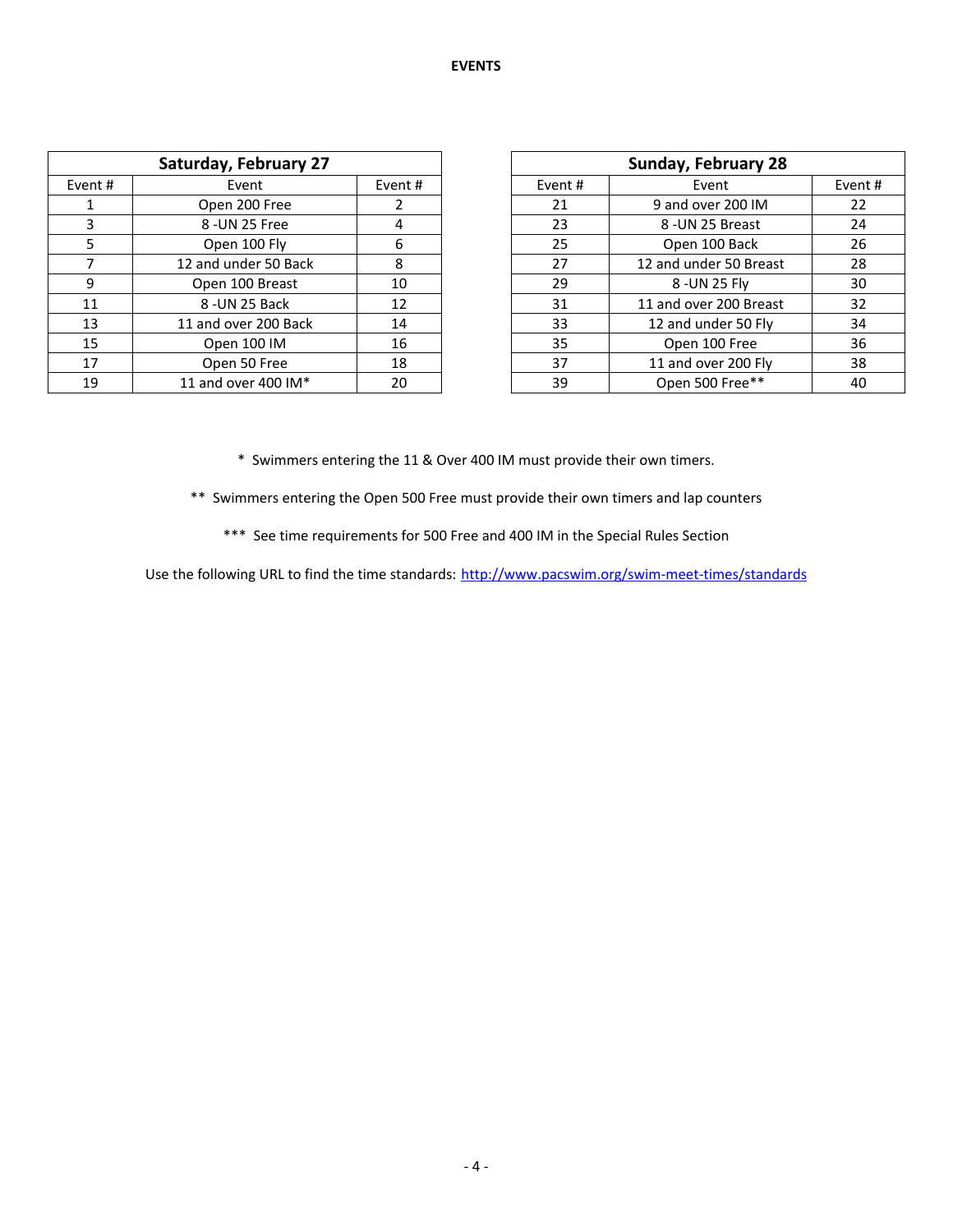**EVENTS**

| Saturday, February 27 | | |
|---|---|---|
| Event # | Event | Event # |
| 1 | Open 200 Free | 2 |
| 3 | 8 -UN 25 Free | 4 |
| 5 | Open 100 Fly | 6 |
| 7 | 12 and under 50 Back | 8 |
| 9 | Open 100 Breast | 10 |
| 11 | 8 -UN 25 Back | 12 |
| 13 | 11 and over 200 Back | 14 |
| 15 | Open 100 IM | 16 |
| 17 | Open 50 Free | 18 |
| 19 | 11 and over 400 IM* | 20 |

| Sunday, February 28 | | |
|---|---|---|
| Event # | Event | Event # |
| 21 | 9 and over 200 IM | 22 |
| 23 | 8 -UN 25 Breast | 24 |
| 25 | Open 100 Back | 26 |
| 27 | 12 and under 50 Breast | 28 |
| 29 | 8 -UN 25 Fly | 30 |
| 31 | 11 and over 200 Breast | 32 |
| 33 | 12 and under 50 Fly | 34 |
| 35 | Open 100 Free | 36 |
| 37 | 11 and over 200 Fly | 38 |
| 39 | Open 500 Free** | 40 |

* Swimmers entering the 11 & Over 400 IM must provide their own timers.

** Swimmers entering the Open 500 Free must provide their own timers and lap counters

*** See time requirements for 500 Free and 400 IM in the Special Rules Section

Use the following URL to find the time standards: http://www.pacswim.org/swim-meet-times/standards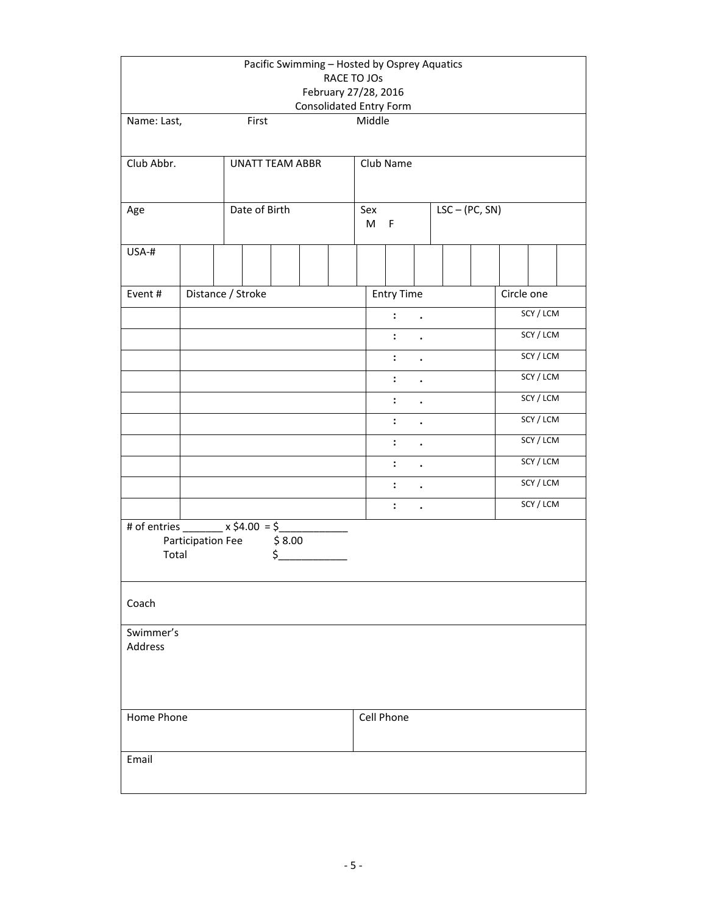Pacific Swimming – Hosted by Osprey Aquatics
RACE TO JOs
February 27/28, 2016
Consolidated Entry Form

| Name: Last, | First | Middle |
|---|---|---|
| | | |

| Club Abbr. | UNATT TEAM ABBR | Club Name |
|---|---|---|
| | | |

| Age | Date of Birth | Sex M F | LSC – (PC, SN) |
|---|---|---|---|
| | | | |

| USA-# | | | | | | | | | | | | | | |
|---|---|---|---|---|---|---|---|---|---|---|---|---|---|---|
| | | | | | | | | | | | | | | |

| Event # | Distance / Stroke | Entry Time | Circle one |
|---|---|---|---|
| | | : . | SCY / LCM |
| | | : . | SCY / LCM |
| | | : . | SCY / LCM |
| | | : . | SCY / LCM |
| | | : . | SCY / LCM |
| | | : . | SCY / LCM |
| | | : . | SCY / LCM |
| | | : . | SCY / LCM |
| | | : . | SCY / LCM |
| | | : . | SCY / LCM |

# of entries _______ x $4.00 = $____________
Participation Fee $ 8.00
Total $____________

| Coach |
|---|
| |

| Swimmer's Address |
|---|
| |

| Home Phone | Cell Phone |
|---|---|
| | |

| Email |
|---|
| |